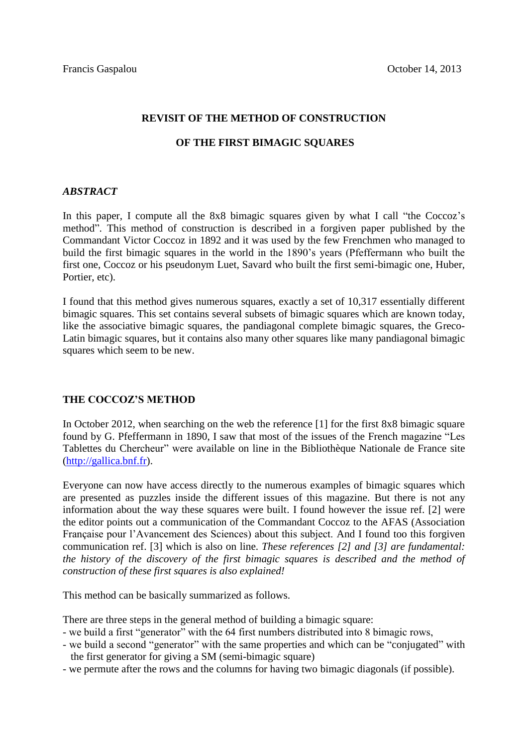Francis Gaspalou October 14, 2013

## REVISIT OF THE METHOD OF CONSTRUCTION

## OF THE FIRST BIMAGIC SQUARES

### *ABSTRACT*

In this paper, I compute all the 8x8 bimagic squares given by what I call "the Coccoz's method". This method of construction is described in a forgiven paper published by the Commandant Victor Coccoz in 1892 and it was used by the few Frenchmen who managed to build the first bimagic squares in the world in the 1890's years (Pfeffermann who built the first one, Coccoz or his pseudonym Luet, Savard who built the first semi-bimagic one, Huber, Portier, etc).

I found that this method gives numerous squares, exactly a set of 10,317 essentially different bimagic squares. This set contains several subsets of bimagic squares which are known today, like the associative bimagic squares, the pandiagonal complete bimagic squares, the Greco-Latin bimagic squares, but it contains also many other squares like many pandiagonal bimagic squares which seem to be new.

### THE COCCOZ'S METHOD

In October 2012, when searching on the web the reference [1] for the first 8x8 bimagic square found by G. Pfeffermann in 1890, I saw that most of the issues of the French magazine "Les Tablettes du Chercheur" were available on line in the Bibliothèque Nationale de France site (http://gallica.bnf.fr).

Everyone can now have access directly to the numerous examples of bimagic squares which are presented as puzzles inside the different issues of this magazine. But there is not any information about the way these squares were built. I found however the issue ref. [2] were the editor points out a communication of the Commandant Coccoz to the AFAS (Association Française pour l'Avancement des Sciences) about this subject. And I found too this forgiven communication ref. [3] which is also on line. *These references [2] and [3] are fundamental: the history of the discovery of the first bimagic squares is described and the method of construction of these first squares is also explained!*

This method can be basically summarized as follows.

There are three steps in the general method of building a bimagic square:

- we build a first "generator" with the 64 first numbers distributed into 8 bimagic rows,
- we build a second "generator" with the same properties and which can be "conjugated" with the first generator for giving a SM (semi-bimagic square)
- we permute after the rows and the columns for having two bimagic diagonals (if possible).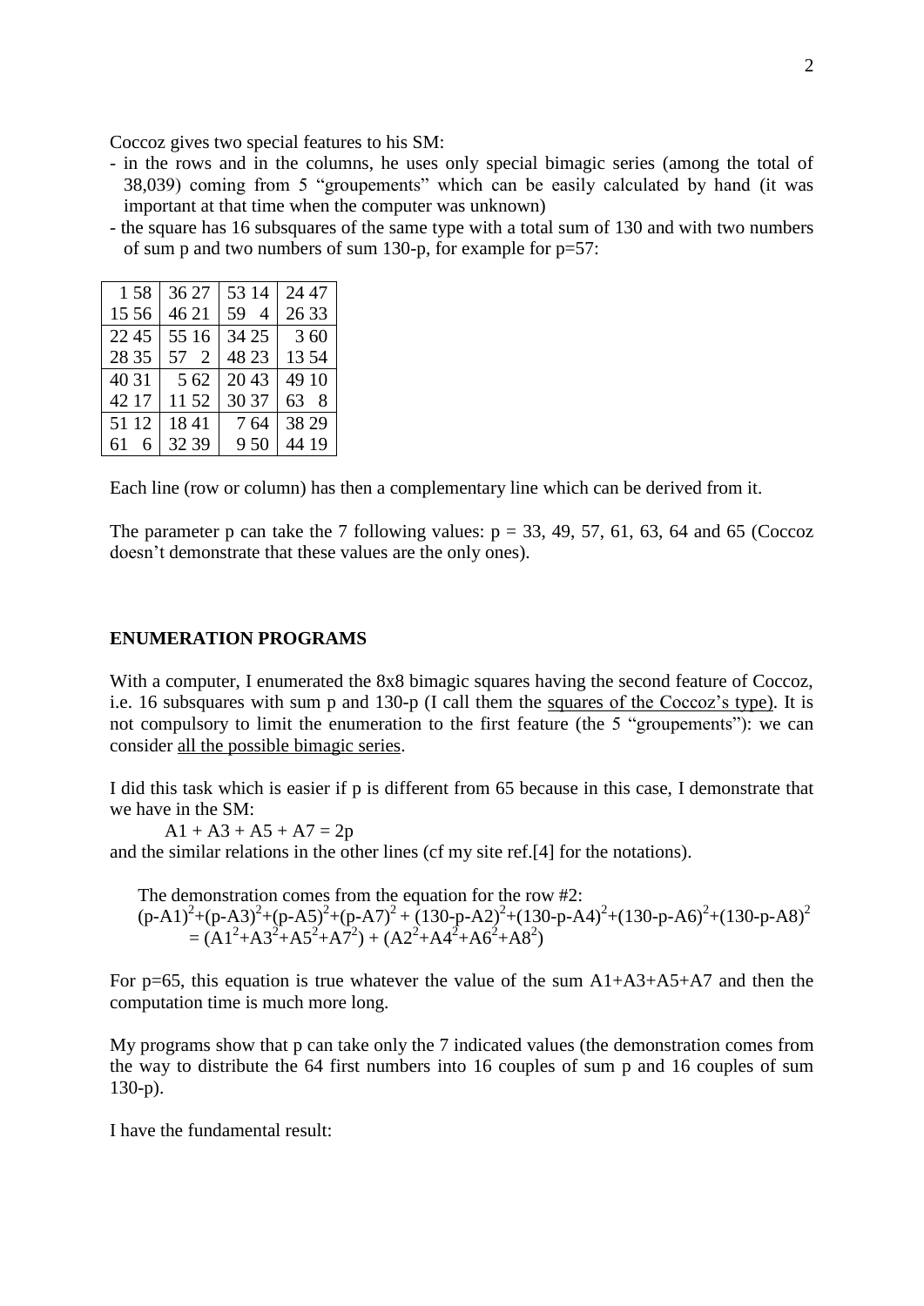Coccoz gives two special features to his SM:

- in the rows and in the columns, he uses only special bimagic series (among the total of 38,039) coming from 5 "groupements" which can be easily calculated by hand (it was important at that time when the computer was unknown)
- the square has 16 subsquares of the same type with a total sum of 130 and with two numbers of sum p and two numbers of sum 130-p, for example for p=57:

| | | | | | | | |
|---|---|---|---|---|---|---|---|
| 1 | 58 | 36 | 27 | 53 | 14 | 24 | 47 |
| 15 | 56 | 46 | 21 | 59 | 4 | 26 | 33 |
| 22 | 45 | 55 | 16 | 34 | 25 | 3 | 60 |
| 28 | 35 | 57 | 2 | 48 | 23 | 13 | 54 |
| 40 | 31 | 5 | 62 | 20 | 43 | 49 | 10 |
| 42 | 17 | 11 | 52 | 30 | 37 | 63 | 8 |
| 51 | 12 | 18 | 41 | 7 | 64 | 38 | 29 |
| 61 | 6 | 32 | 39 | 9 | 50 | 44 | 19 |

Each line (row or column) has then a complementary line which can be derived from it.

The parameter p can take the 7 following values: p = 33, 49, 57, 61, 63, 64 and 65 (Coccoz doesn't demonstrate that these values are the only ones).

## ENUMERATION PROGRAMS

With a computer, I enumerated the 8x8 bimagic squares having the second feature of Coccoz, i.e. 16 subsquares with sum p and 130-p (I call them the squares of the Coccoz's type). It is not compulsory to limit the enumeration to the first feature (the 5 "groupements"): we can consider all the possible bimagic series.

I did this task which is easier if p is different from 65 because in this case, I demonstrate that we have in the SM:

$$A1 + A3 + A5 + A7 = 2p$$

and the similar relations in the other lines (cf my site ref.[4] for the notations).

The demonstration comes from the equation for the row #2:

$$(p-A1)^2+(p-A3)^2+(p-A5)^2+(p-A7)^2 + (130-p-A2)^2+(130-p-A4)^2+(130-p-A6)^2+(130-p-A8)^2 = (A1^2+A3^2+A5^2+A7^2) + (A2^2+A4^2+A6^2+A8^2)$$

For p=65, this equation is true whatever the value of the sum A1+A3+A5+A7 and then the computation time is much more long.

My programs show that p can take only the 7 indicated values (the demonstration comes from the way to distribute the 64 first numbers into 16 couples of sum p and 16 couples of sum 130-p).

I have the fundamental result: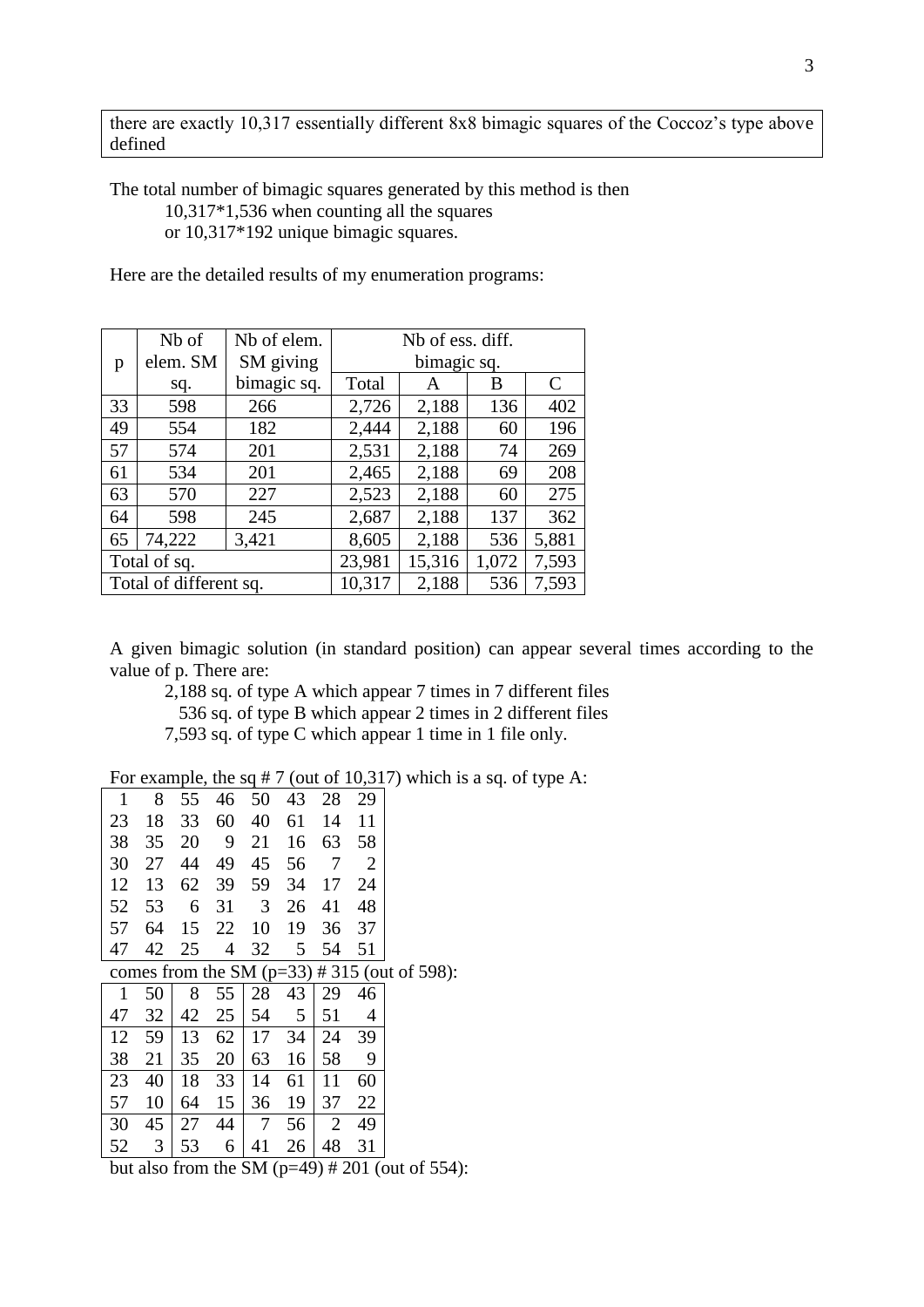| there are exactly 10,317 essentially different 8x8 bimagic squares of the Coccoz's type above defined |
|---|

The total number of bimagic squares generated by this method is then
10,317*1,536 when counting all the squares
or 10,317*192 unique bimagic squares.

Here are the detailed results of my enumeration programs:

| p | Nb of elem. SM sq. | Nb of elem. SM giving bimagic sq. | Nb of ess. diff. bimagic sq. | | | |
|---|---|---|---|---|---|---|
| | | | Total | A | B | C |
| 33 | 598 | 266 | 2,726 | 2,188 | 136 | 402 |
| 49 | 554 | 182 | 2,444 | 2,188 | 60 | 196 |
| 57 | 574 | 201 | 2,531 | 2,188 | 74 | 269 |
| 61 | 534 | 201 | 2,465 | 2,188 | 69 | 208 |
| 63 | 570 | 227 | 2,523 | 2,188 | 60 | 275 |
| 64 | 598 | 245 | 2,687 | 2,188 | 137 | 362 |
| 65 | 74,222 | 3,421 | 8,605 | 2,188 | 536 | 5,881 |
| Total of sq. | | | 23,981 | 15,316 | 1,072 | 7,593 |
| Total of different sq. | | | 10,317 | 2,188 | 536 | 7,593 |

A given bimagic solution (in standard position) can appear several times according to the value of p. There are:

2,188 sq. of type A which appear 7 times in 7 different files
536 sq. of type B which appear 2 times in 2 different files
7,593 sq. of type C which appear 1 time in 1 file only.

For example, the sq # 7 (out of 10,317) which is a sq. of type A:

| | | | | | | | |
|---|---|---|---|---|---|---|---|
| 1 | 8 | 55 | 46 | 50 | 43 | 28 | 29 |
| 23 | 18 | 33 | 60 | 40 | 61 | 14 | 11 |
| 38 | 35 | 20 | 9 | 21 | 16 | 63 | 58 |
| 30 | 27 | 44 | 49 | 45 | 56 | 7 | 2 |
| 12 | 13 | 62 | 39 | 59 | 34 | 17 | 24 |
| 52 | 53 | 6 | 31 | 3 | 26 | 41 | 48 |
| 57 | 64 | 15 | 22 | 10 | 19 | 36 | 37 |
| 47 | 42 | 25 | 4 | 32 | 5 | 54 | 51 |

comes from the SM (p=33) # 315 (out of 598):

| | | | | | | | |
|---|---|---|---|---|---|---|---|
| 1 | 50 | 8 | 55 | 28 | 43 | 29 | 46 |
| 47 | 32 | 42 | 25 | 54 | 5 | 51 | 4 |
| 12 | 59 | 13 | 62 | 17 | 34 | 24 | 39 |
| 38 | 21 | 35 | 20 | 63 | 16 | 58 | 9 |
| 23 | 40 | 18 | 33 | 14 | 61 | 11 | 60 |
| 57 | 10 | 64 | 15 | 36 | 19 | 37 | 22 |
| 30 | 45 | 27 | 44 | 7 | 56 | 2 | 49 |
| 52 | 3 | 53 | 6 | 41 | 26 | 48 | 31 |

but also from the SM (p=49) # 201 (out of 554):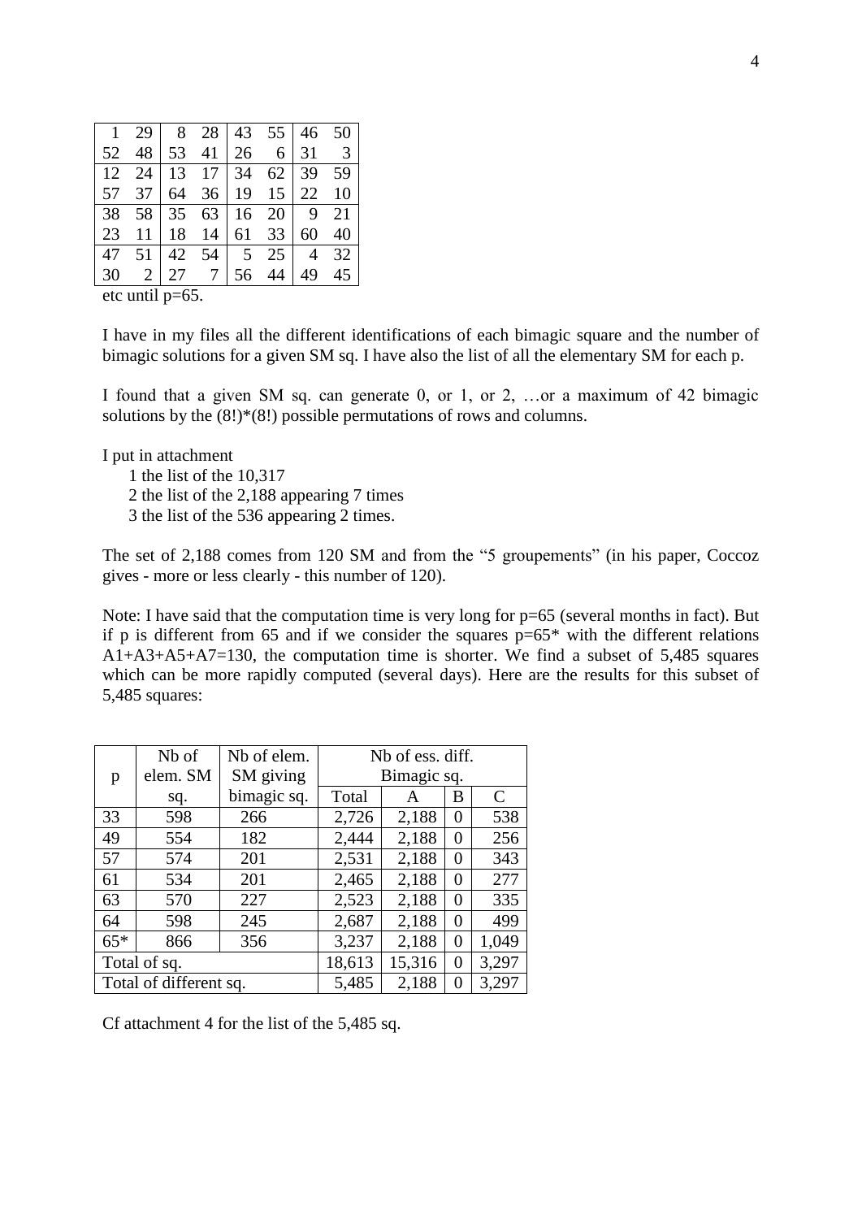| 1 | 29 | 8 | 28 | 43 | 55 | 46 | 50 |
|---|---|---|---|---|---|---|---|
| 52 | 48 | 53 | 41 | 26 | 6 | 31 | 3 |
| 12 | 24 | 13 | 17 | 34 | 62 | 39 | 59 |
| 57 | 37 | 64 | 36 | 19 | 15 | 22 | 10 |
| 38 | 58 | 35 | 63 | 16 | 20 | 9 | 21 |
| 23 | 11 | 18 | 14 | 61 | 33 | 60 | 40 |
| 47 | 51 | 42 | 54 | 5 | 25 | 4 | 32 |
| 30 | 2 | 27 | 7 | 56 | 44 | 49 | 45 |

etc until p=65.

I have in my files all the different identifications of each bimagic square and the number of bimagic solutions for a given SM sq. I have also the list of all the elementary SM for each p.

I found that a given SM sq. can generate 0, or 1, or 2, …or a maximum of 42 bimagic solutions by the (8!)*(8!) possible permutations of rows and columns.

I put in attachment

1. the list of the 10,317
2. the list of the 2,188 appearing 7 times
3. the list of the 536 appearing 2 times.

The set of 2,188 comes from 120 SM and from the "5 groupements" (in his paper, Coccoz gives - more or less clearly - this number of 120).

Note: I have said that the computation time is very long for p=65 (several months in fact). But if p is different from 65 and if we consider the squares p=65* with the different relations A1+A3+A5+A7=130, the computation time is shorter. We find a subset of 5,485 squares which can be more rapidly computed (several days). Here are the results for this subset of 5,485 squares:

| p | Nb of elem. SM sq. | Nb of elem. SM giving bimagic sq. | Nb of ess. diff. Bimagic sq. | | | |
|---|---|---|---|---|---|---|
| | | | Total | A | B | C |
| 33 | 598 | 266 | 2,726 | 2,188 | 0 | 538 |
| 49 | 554 | 182 | 2,444 | 2,188 | 0 | 256 |
| 57 | 574 | 201 | 2,531 | 2,188 | 0 | 343 |
| 61 | 534 | 201 | 2,465 | 2,188 | 0 | 277 |
| 63 | 570 | 227 | 2,523 | 2,188 | 0 | 335 |
| 64 | 598 | 245 | 2,687 | 2,188 | 0 | 499 |
| 65* | 866 | 356 | 3,237 | 2,188 | 0 | 1,049 |
| Total of sq. | | | 18,613 | 15,316 | 0 | 3,297 |
| Total of different sq. | | | 5,485 | 2,188 | 0 | 3,297 |

Cf attachment 4 for the list of the 5,485 sq.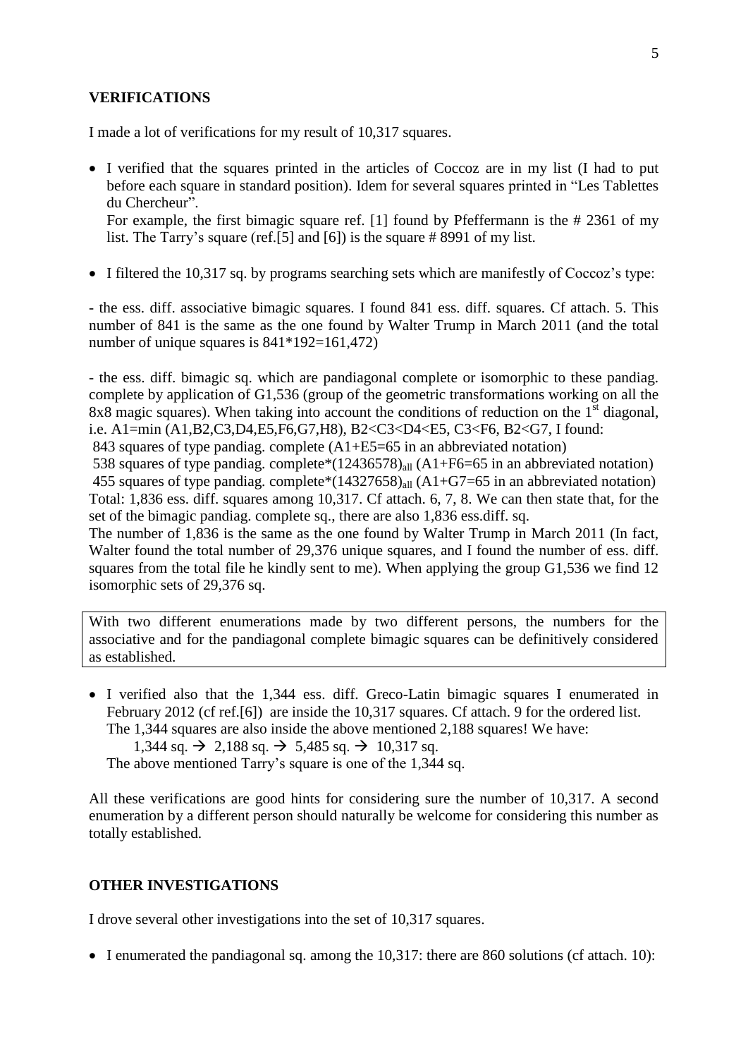**VERIFICATIONS**

I made a lot of verifications for my result of 10,317 squares.

- I verified that the squares printed in the articles of Coccoz are in my list (I had to put before each square in standard position). Idem for several squares printed in "Les Tablettes du Chercheur".
  For example, the first bimagic square ref. [1] found by Pfeffermann is the # 2361 of my list. The Tarry's square (ref.[5] and [6]) is the square # 8991 of my list.

- I filtered the 10,317 sq. by programs searching sets which are manifestly of Coccoz's type:

- the ess. diff. associative bimagic squares. I found 841 ess. diff. squares. Cf attach. 5. This number of 841 is the same as the one found by Walter Trump in March 2011 (and the total number of unique squares is 841*192=161,472)

- the ess. diff. bimagic sq. which are pandiagonal complete or isomorphic to these pandiag. complete by application of G1,536 (group of the geometric transformations working on all the 8x8 magic squares). When taking into account the conditions of reduction on the 1st diagonal, i.e. A1=min (A1,B2,C3,D4,E5,F6,G7,H8), B2<C3<D4<E5, C3<F6, B2<G7, I found:
843 squares of type pandiag. complete (A1+E5=65 in an abbreviated notation)
538 squares of type pandiag. complete*$(12436578)_{all}$ (A1+F6=65 in an abbreviated notation)
455 squares of type pandiag. complete*$(14327658)_{all}$ (A1+G7=65 in an abbreviated notation)
Total: 1,836 ess. diff. squares among 10,317. Cf attach. 6, 7, 8. We can then state that, for the set of the bimagic pandiag. complete sq., there are also 1,836 ess.diff. sq.
The number of 1,836 is the same as the one found by Walter Trump in March 2011 (In fact, Walter found the total number of 29,376 unique squares, and I found the number of ess. diff. squares from the total file he kindly sent to me). When applying the group G1,536 we find 12 isomorphic sets of 29,376 sq.

With two different enumerations made by two different persons, the numbers for the associative and for the pandiagonal complete bimagic squares can be definitively considered as established.

- I verified also that the 1,344 ess. diff. Greco-Latin bimagic squares I enumerated in February 2012 (cf ref.[6]) are inside the 10,317 squares. Cf attach. 9 for the ordered list.
  The 1,344 squares are also inside the above mentioned 2,188 squares! We have:
  1,344 sq. → 2,188 sq. → 5,485 sq. → 10,317 sq.
  The above mentioned Tarry's square is one of the 1,344 sq.

All these verifications are good hints for considering sure the number of 10,317. A second enumeration by a different person should naturally be welcome for considering this number as totally established.

**OTHER INVESTIGATIONS**

I drove several other investigations into the set of 10,317 squares.

- I enumerated the pandiagonal sq. among the 10,317: there are 860 solutions (cf attach. 10):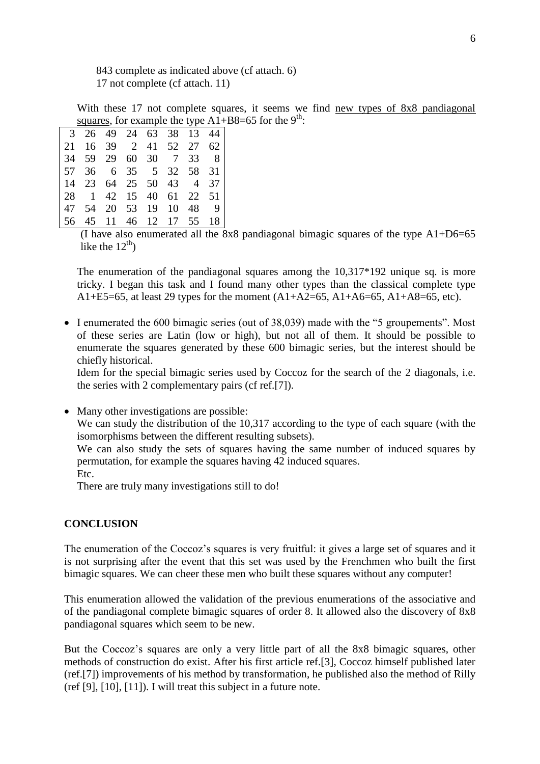843 complete as indicated above (cf attach. 6)
17 not complete (cf attach. 11)

With these 17 not complete squares, it seems we find <u>new types of 8x8 pandiagonal squares</u>, for example the type A1+B8=65 for the 9[th]:

| | | | | | | | |
|---|---|---|---|---|---|---|---|
| 3 | 26 | 49 | 24 | 63 | 38 | 13 | 44 |
| 21 | 16 | 39 | 2 | 41 | 52 | 27 | 62 |
| 34 | 59 | 29 | 60 | 30 | 7 | 33 | 8 |
| 57 | 36 | 6 | 35 | 5 | 32 | 58 | 31 |
| 14 | 23 | 64 | 25 | 50 | 43 | 4 | 37 |
| 28 | 1 | 42 | 15 | 40 | 61 | 22 | 51 |
| 47 | 54 | 20 | 53 | 19 | 10 | 48 | 9 |
| 56 | 45 | 11 | 46 | 12 | 17 | 55 | 18 |

(I have also enumerated all the 8x8 pandiagonal bimagic squares of the type A1+D6=65 like the 12[th])

The enumeration of the pandiagonal squares among the 10,317*192 unique sq. is more tricky. I began this task and I found many other types than the classical complete type A1+E5=65, at least 29 types for the moment (A1+A2=65, A1+A6=65, A1+A8=65, etc).

- I enumerated the 600 bimagic series (out of 38,039) made with the "5 groupements". Most of these series are Latin (low or high), but not all of them. It should be possible to enumerate the squares generated by these 600 bimagic series, but the interest should be chiefly historical.
  Idem for the special bimagic series used by Coccoz for the search of the 2 diagonals, i.e. the series with 2 complementary pairs (cf ref.[7]).

- Many other investigations are possible:
  We can study the distribution of the 10,317 according to the type of each square (with the isomorphisms between the different resulting subsets).
  We can also study the sets of squares having the same number of induced squares by permutation, for example the squares having 42 induced squares.
  Etc.
  There are truly many investigations still to do!

**CONCLUSION**

The enumeration of the Coccoz's squares is very fruitful: it gives a large set of squares and it is not surprising after the event that this set was used by the Frenchmen who built the first bimagic squares. We can cheer these men who built these squares without any computer!

This enumeration also allowed the validation of the previous enumerations of the associative and of the pandiagonal complete bimagic squares of order 8. It allowed also the discovery of 8x8 pandiagonal squares which seem to be new.

But the Coccoz's squares are only a very little part of all the 8x8 bimagic squares, other methods of construction do exist. After his first article ref.[3], Coccoz himself published later (ref.[7]) improvements of his method by transformation, he published also the method of Rilly (ref [9], [10], [11]). I will treat this subject in a future note.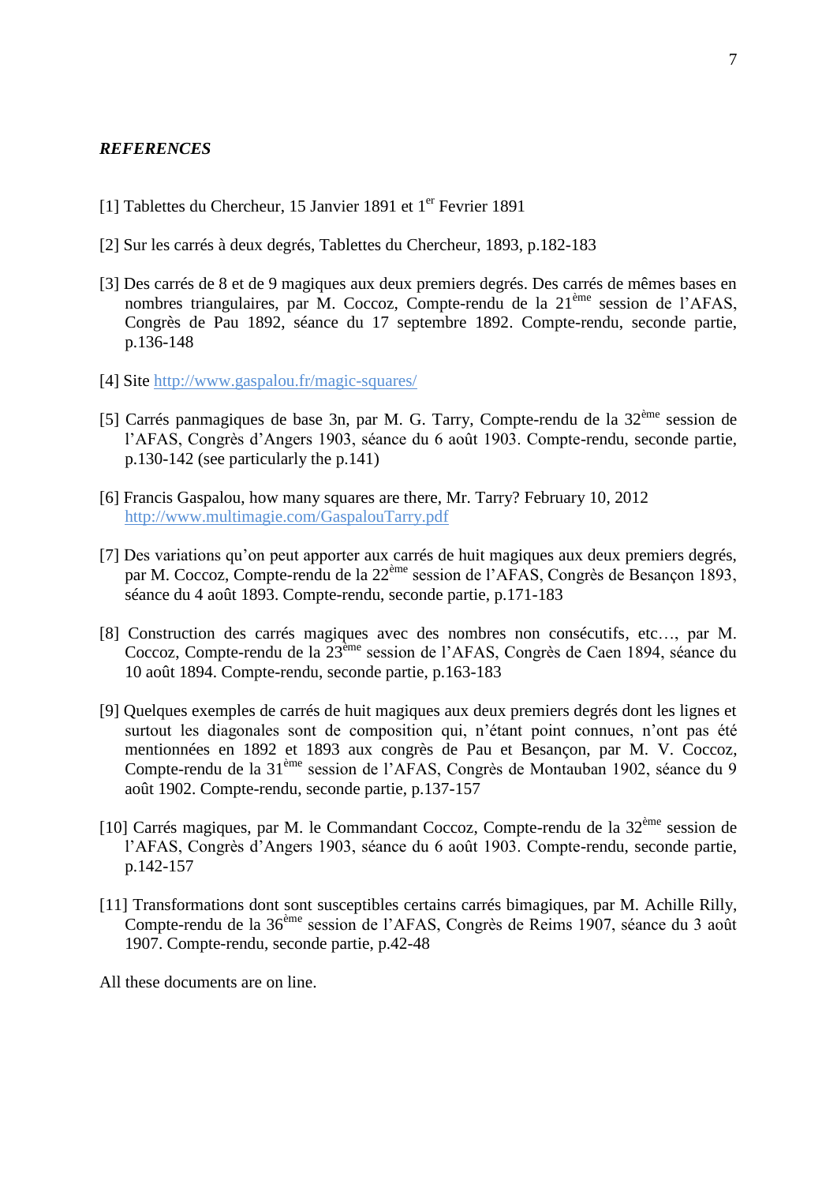***REFERENCES***

[1] Tablettes du Chercheur, 15 Janvier 1891 et 1er Fevrier 1891

[2] Sur les carrés à deux degrés, Tablettes du Chercheur, 1893, p.182-183

[3] Des carrés de 8 et de 9 magiques aux deux premiers degrés. Des carrés de mêmes bases en nombres triangulaires, par M. Coccoz, Compte-rendu de la 21ème session de l'AFAS, Congrès de Pau 1892, séance du 17 septembre 1892. Compte-rendu, seconde partie, p.136-148

[4] Site http://www.gaspalou.fr/magic-squares/

[5] Carrés panmagiques de base 3n, par M. G. Tarry, Compte-rendu de la 32ème session de l'AFAS, Congrès d'Angers 1903, séance du 6 août 1903. Compte-rendu, seconde partie, p.130-142 (see particularly the p.141)

[6] Francis Gaspalou, how many squares are there, Mr. Tarry? February 10, 2012 http://www.multimagie.com/GaspalouTarry.pdf

[7] Des variations qu'on peut apporter aux carrés de huit magiques aux deux premiers degrés, par M. Coccoz, Compte-rendu de la 22ème session de l'AFAS, Congrès de Besançon 1893, séance du 4 août 1893. Compte-rendu, seconde partie, p.171-183

[8] Construction des carrés magiques avec des nombres non consécutifs, etc…, par M. Coccoz, Compte-rendu de la 23ème session de l'AFAS, Congrès de Caen 1894, séance du 10 août 1894. Compte-rendu, seconde partie, p.163-183

[9] Quelques exemples de carrés de huit magiques aux deux premiers degrés dont les lignes et surtout les diagonales sont de composition qui, n'étant point connues, n'ont pas été mentionnées en 1892 et 1893 aux congrès de Pau et Besançon, par M. V. Coccoz, Compte-rendu de la 31ème session de l'AFAS, Congrès de Montauban 1902, séance du 9 août 1902. Compte-rendu, seconde partie, p.137-157

[10] Carrés magiques, par M. le Commandant Coccoz, Compte-rendu de la 32ème session de l'AFAS, Congrès d'Angers 1903, séance du 6 août 1903. Compte-rendu, seconde partie, p.142-157

[11] Transformations dont sont susceptibles certains carrés bimagiques, par M. Achille Rilly, Compte-rendu de la 36ème session de l'AFAS, Congrès de Reims 1907, séance du 3 août 1907. Compte-rendu, seconde partie, p.42-48

All these documents are on line.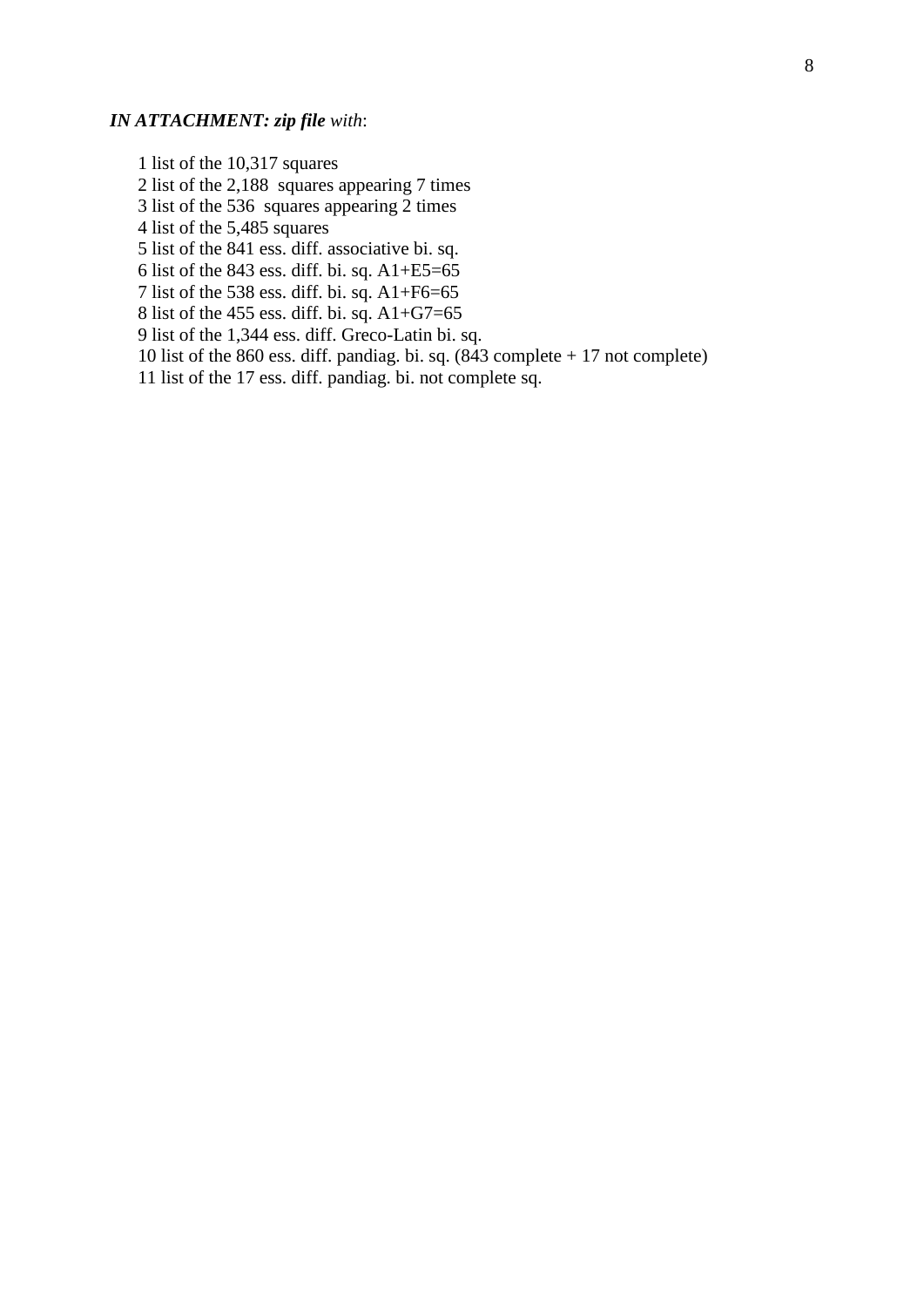***IN ATTACHMENT: zip file** with*:

1 list of the 10,317 squares
2 list of the 2,188 squares appearing 7 times
3 list of the 536 squares appearing 2 times
4 list of the 5,485 squares
5 list of the 841 ess. diff. associative bi. sq.
6 list of the 843 ess. diff. bi. sq. A1+E5=65
7 list of the 538 ess. diff. bi. sq. A1+F6=65
8 list of the 455 ess. diff. bi. sq. A1+G7=65
9 list of the 1,344 ess. diff. Greco-Latin bi. sq.
10 list of the 860 ess. diff. pandiag. bi. sq. (843 complete + 17 not complete)
11 list of the 17 ess. diff. pandiag. bi. not complete sq.